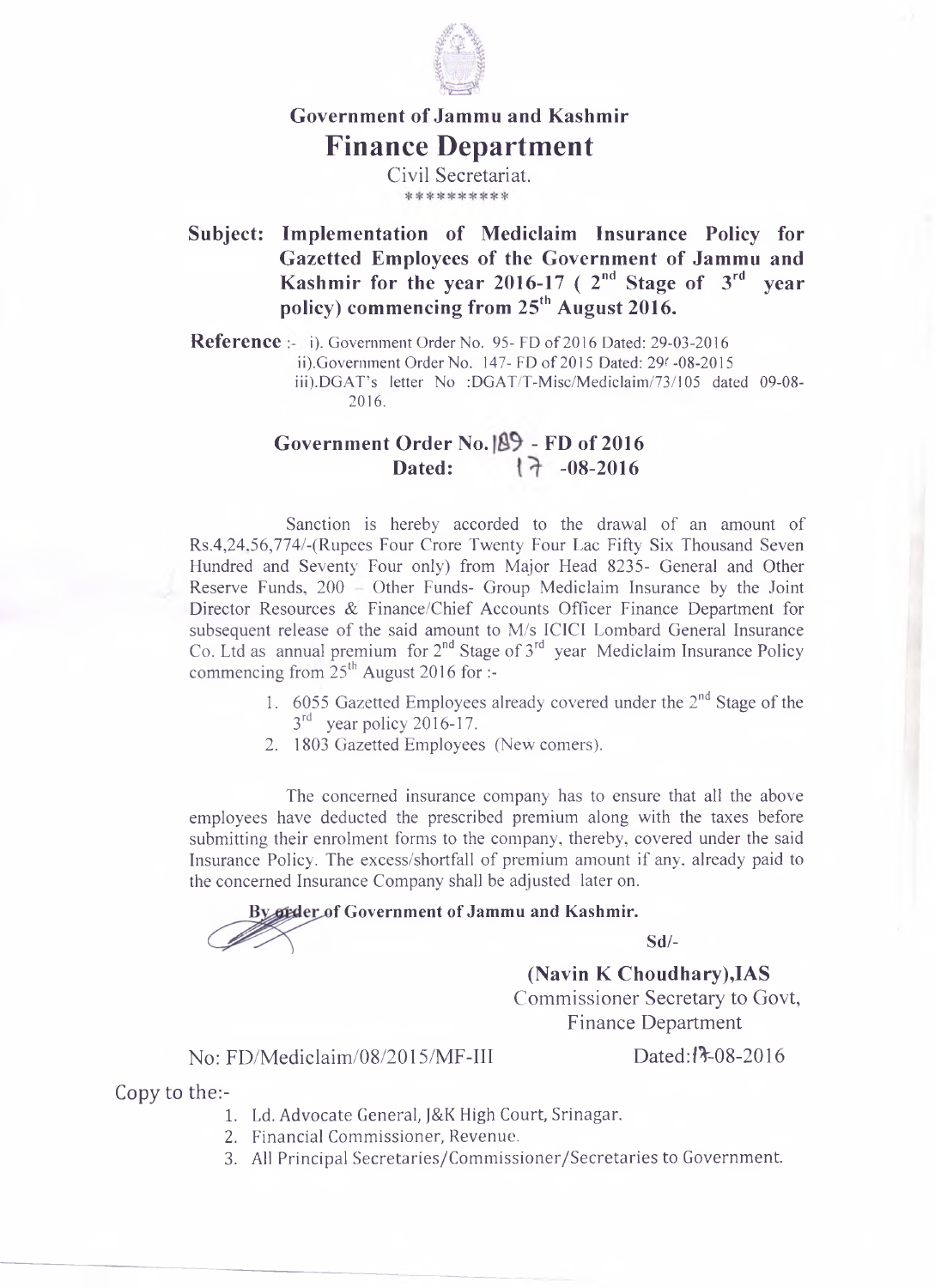# Government of Jammu and Kashmir

## Finance Department

Civil Secretariat.

\*\*\*\*\*\*\*\*\*\*

**Subject: Implementation of Mediclaim Insurance Policy for Gazetted Employees of the Government of Jammu and Kashmir for the year 2016-17 ( 2nd Stage of 3rd year policy) commencing from 25th August 2016.**

**Reference** :- i). Government Order No. 95- FD of 2016 Dated: 29-03-2016
ii).Government Order No. 147- FD of 2015 Dated: 29th -08-2015
iii).DGAT's letter No :DGAT/T-Misc/Mediclaim/73/105 dated 09-08-2016.

**Government Order No. 189 - FD of 2016**
**Dated: 17 -08-2016**

Sanction is hereby accorded to the drawal of an amount of Rs.4,24,56,774/-(Rupees Four Crore Twenty Four Lac Fifty Six Thousand Seven Hundred and Seventy Four only) from Major Head 8235- General and Other Reserve Funds, 200 – Other Funds- Group Mediclaim Insurance by the Joint Director Resources & Finance/Chief Accounts Officer Finance Department for subsequent release of the said amount to M/s ICICI Lombard General Insurance Co. Ltd as annual premium for 2nd Stage of 3rd year Mediclaim Insurance Policy commencing from 25th August 2016 for :-

1. 6055 Gazetted Employees already covered under the 2nd Stage of the 3rd year policy 2016-17.
2. 1803 Gazetted Employees (New comers).

The concerned insurance company has to ensure that all the above employees have deducted the prescribed premium along with the taxes before submitting their enrolment forms to the company, thereby, covered under the said Insurance Policy. The excess/shortfall of premium amount if any, already paid to the concerned Insurance Company shall be adjusted later on.

**By order of Government of Jammu and Kashmir.**

**Sd/-**

**(Navin K Choudhary),IAS**
Commissioner Secretary to Govt,
Finance Department

No: FD/Mediclaim/08/2015/MF-III Dated:17-08-2016

Copy to the:-

1. Ld. Advocate General, J&K High Court, Srinagar.
2. Financial Commissioner, Revenue.
3. All Principal Secretaries/Commissioner/Secretaries to Government.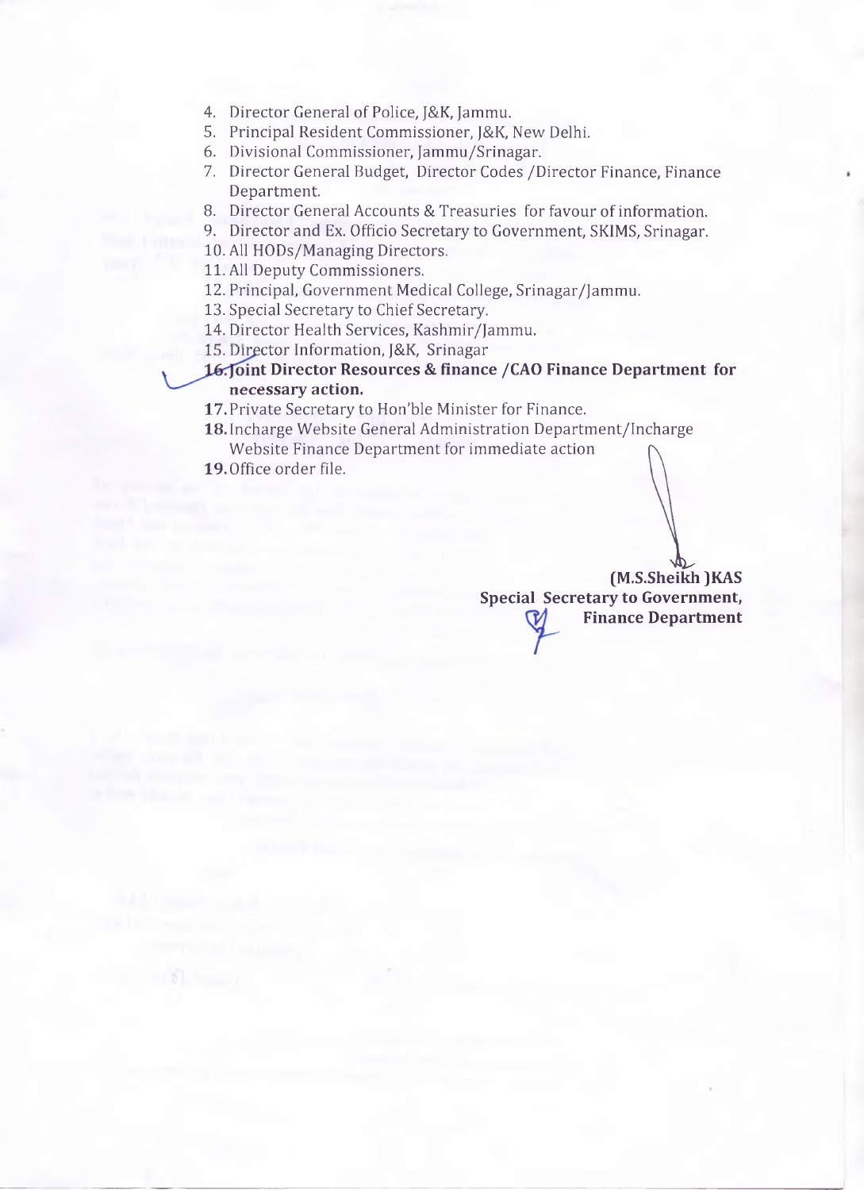4. Director General of Police, J&K, Jammu.
5. Principal Resident Commissioner, J&K, New Delhi.
6. Divisional Commissioner, Jammu/Srinagar.
7. Director General Budget, Director Codes /Director Finance, Finance Department.
8. Director General Accounts & Treasuries for favour of information.
9. Director and Ex. Officio Secretary to Government, SKIMS, Srinagar.
10. All HODs/Managing Directors.
11. All Deputy Commissioners.
12. Principal, Government Medical College, Srinagar/Jammu.
13. Special Secretary to Chief Secretary.
14. Director Health Services, Kashmir/Jammu.
15. Director Information, J&K, Srinagar
16. **Joint Director Resources & finance /CAO Finance Department for necessary action.**
17. Private Secretary to Hon'ble Minister for Finance.
18. Incharge Website General Administration Department/Incharge Website Finance Department for immediate action
19. Office order file.

**(M.S.Sheikh )KAS**
**Special Secretary to Government,**
**Finance Department**